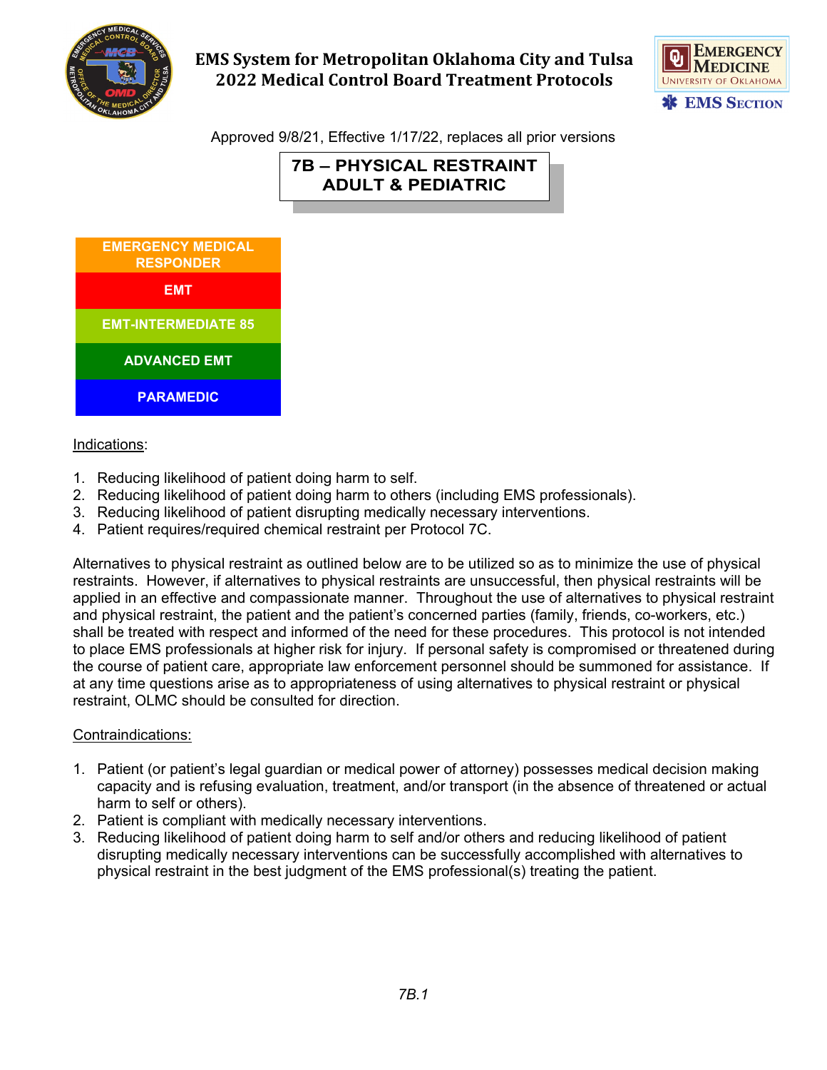# EMS System for Metropolitan Oklahoma City and Tulsa
# 2022 Medical Control Board Treatment Protocols

EMERGENCY MEDICINE
UNIVERSITY OF OKLAHOMA
EMS SECTION

Approved 9/8/21, Effective 1/17/22, replaces all prior versions

## 7B – PHYSICAL RESTRAINT ADULT & PEDIATRIC

- EMERGENCY MEDICAL RESPONDER
- EMT
- EMT-INTERMEDIATE 85
- ADVANCED EMT
- PARAMEDIC

Indications:

1. Reducing likelihood of patient doing harm to self.
2. Reducing likelihood of patient doing harm to others (including EMS professionals).
3. Reducing likelihood of patient disrupting medically necessary interventions.
4. Patient requires/required chemical restraint per Protocol 7C.

Alternatives to physical restraint as outlined below are to be utilized so as to minimize the use of physical restraints. However, if alternatives to physical restraints are unsuccessful, then physical restraints will be applied in an effective and compassionate manner. Throughout the use of alternatives to physical restraint and physical restraint, the patient and the patient's concerned parties (family, friends, co-workers, etc.) shall be treated with respect and informed of the need for these procedures. This protocol is not intended to place EMS professionals at higher risk for injury. If personal safety is compromised or threatened during the course of patient care, appropriate law enforcement personnel should be summoned for assistance. If at any time questions arise as to appropriateness of using alternatives to physical restraint or physical restraint, OLMC should be consulted for direction.

Contraindications:

1. Patient (or patient's legal guardian or medical power of attorney) possesses medical decision making capacity and is refusing evaluation, treatment, and/or transport (in the absence of threatened or actual harm to self or others).
2. Patient is compliant with medically necessary interventions.
3. Reducing likelihood of patient doing harm to self and/or others and reducing likelihood of patient disrupting medically necessary interventions can be successfully accomplished with alternatives to physical restraint in the best judgment of the EMS professional(s) treating the patient.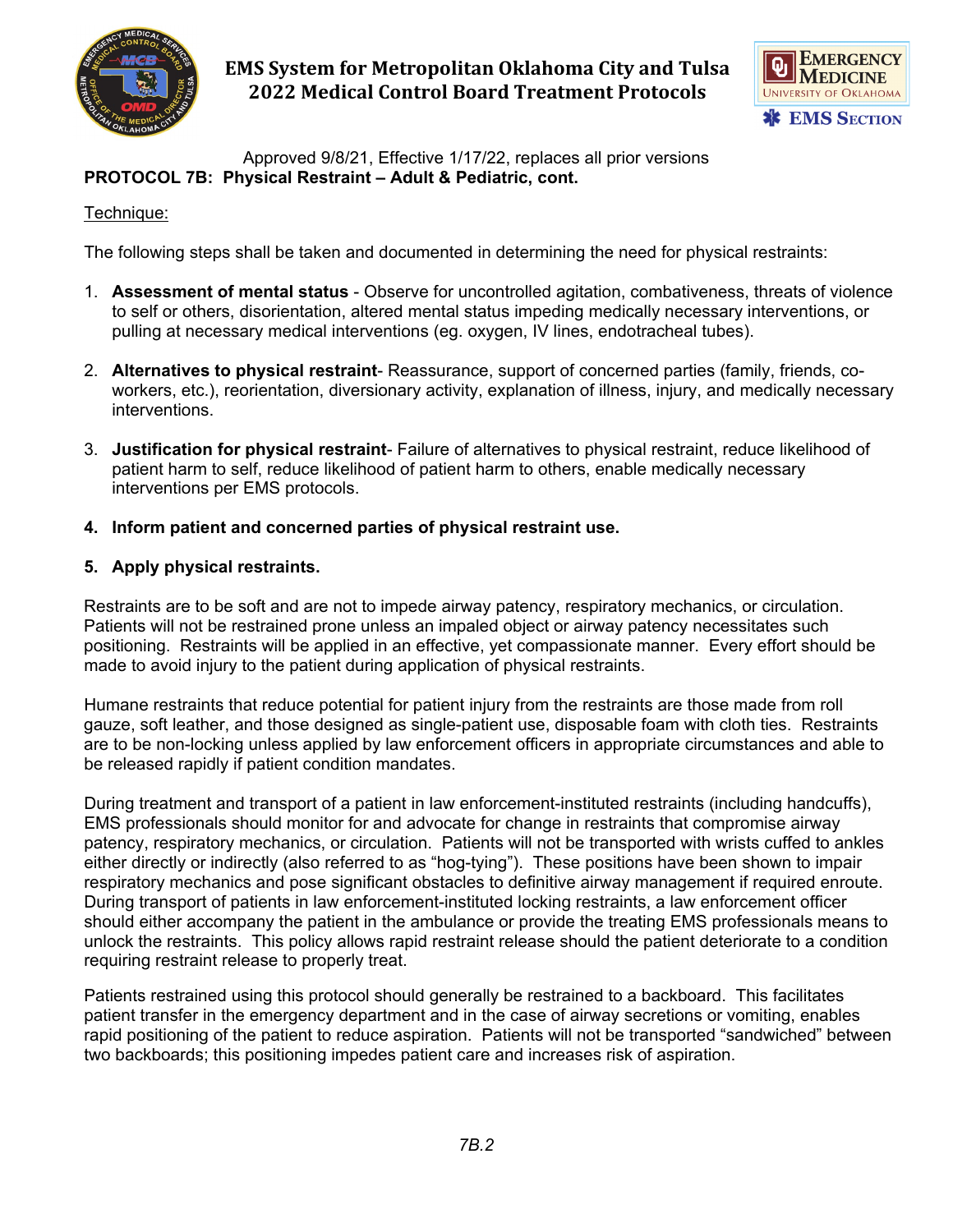Approved 9/8/21, Effective 1/17/22, replaces all prior versions

**PROTOCOL 7B: Physical Restraint – Adult & Pediatric, cont.**

Technique:

The following steps shall be taken and documented in determining the need for physical restraints:

1. **Assessment of mental status** - Observe for uncontrolled agitation, combativeness, threats of violence to self or others, disorientation, altered mental status impeding medically necessary interventions, or pulling at necessary medical interventions (eg. oxygen, IV lines, endotracheal tubes).

2. **Alternatives to physical restraint**- Reassurance, support of concerned parties (family, friends, co-workers, etc.), reorientation, diversionary activity, explanation of illness, injury, and medically necessary interventions.

3. **Justification for physical restraint**- Failure of alternatives to physical restraint, reduce likelihood of patient harm to self, reduce likelihood of patient harm to others, enable medically necessary interventions per EMS protocols.

4. **Inform patient and concerned parties of physical restraint use.**

5. **Apply physical restraints.**

Restraints are to be soft and are not to impede airway patency, respiratory mechanics, or circulation. Patients will not be restrained prone unless an impaled object or airway patency necessitates such positioning. Restraints will be applied in an effective, yet compassionate manner. Every effort should be made to avoid injury to the patient during application of physical restraints.

Humane restraints that reduce potential for patient injury from the restraints are those made from roll gauze, soft leather, and those designed as single-patient use, disposable foam with cloth ties. Restraints are to be non-locking unless applied by law enforcement officers in appropriate circumstances and able to be released rapidly if patient condition mandates.

During treatment and transport of a patient in law enforcement-instituted restraints (including handcuffs), EMS professionals should monitor for and advocate for change in restraints that compromise airway patency, respiratory mechanics, or circulation. Patients will not be transported with wrists cuffed to ankles either directly or indirectly (also referred to as "hog-tying"). These positions have been shown to impair respiratory mechanics and pose significant obstacles to definitive airway management if required enroute. During transport of patients in law enforcement-instituted locking restraints, a law enforcement officer should either accompany the patient in the ambulance or provide the treating EMS professionals means to unlock the restraints. This policy allows rapid restraint release should the patient deteriorate to a condition requiring restraint release to properly treat.

Patients restrained using this protocol should generally be restrained to a backboard. This facilitates patient transfer in the emergency department and in the case of airway secretions or vomiting, enables rapid positioning of the patient to reduce aspiration. Patients will not be transported "sandwiched" between two backboards; this positioning impedes patient care and increases risk of aspiration.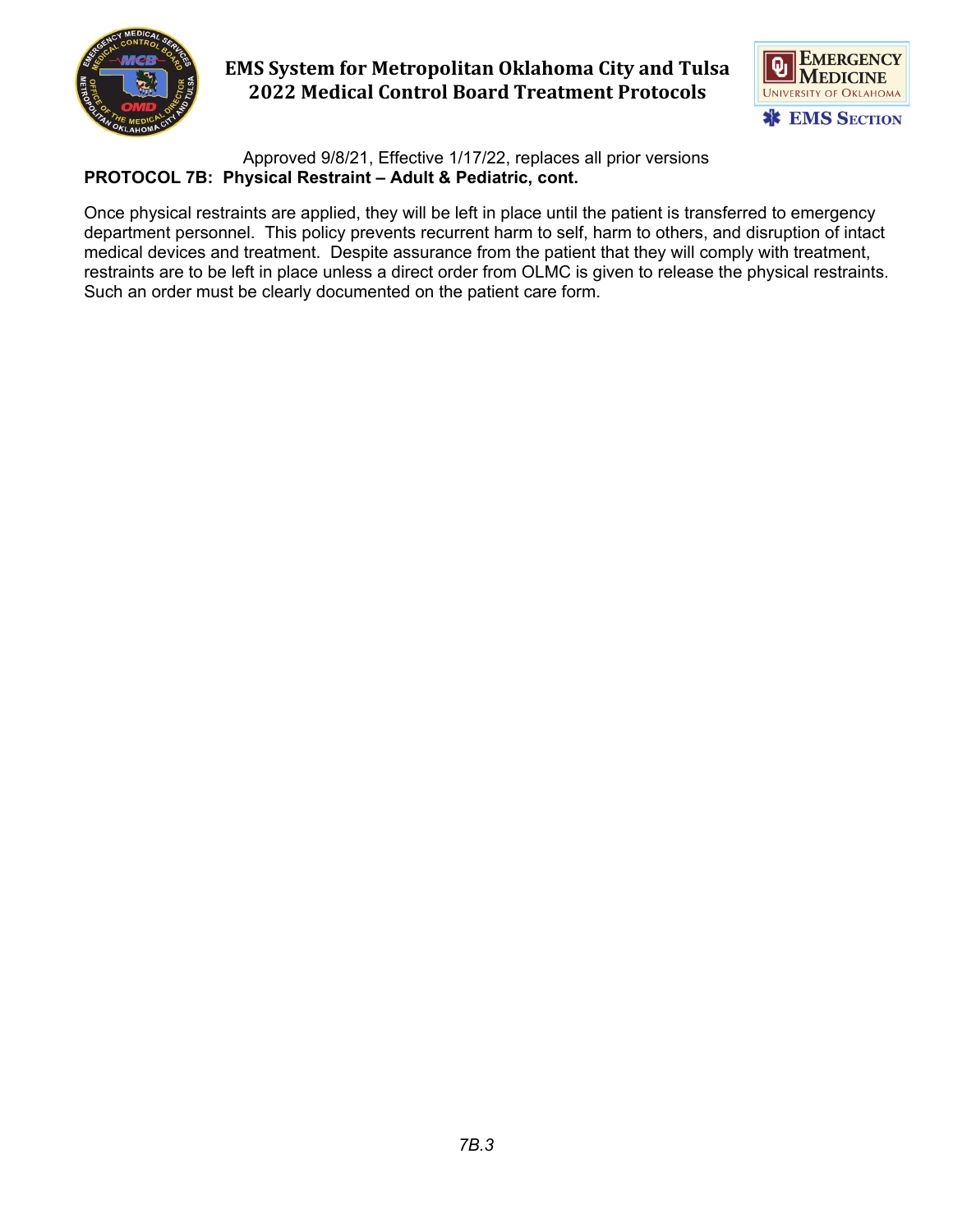Approved 9/8/21, Effective 1/17/22, replaces all prior versions

**PROTOCOL 7B: Physical Restraint – Adult & Pediatric, cont.**

Once physical restraints are applied, they will be left in place until the patient is transferred to emergency department personnel. This policy prevents recurrent harm to self, harm to others, and disruption of intact medical devices and treatment. Despite assurance from the patient that they will comply with treatment, restraints are to be left in place unless a direct order from OLMC is given to release the physical restraints. Such an order must be clearly documented on the patient care form.